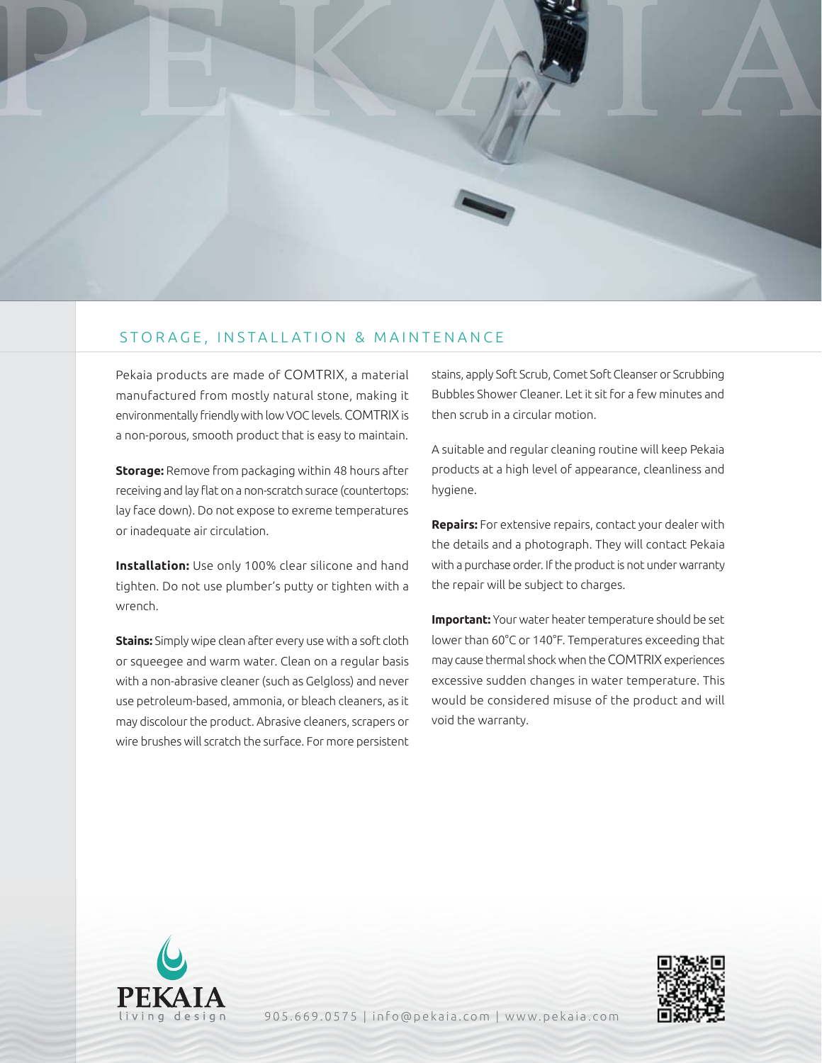# STORAGE, INSTALLATION & MAINTENANCE

Pekaia products are made of COMTRIX, a material manufactured from mostly natural stone, making it environmentally friendly with low VOC levels. COMTRIX is a non-porous, smooth product that is easy to maintain.

**Storage:** Remove from packaging within 48 hours after receiving and lay flat on a non-scratch surace (countertops: lay face down). Do not expose to exreme temperatures or inadequate air circulation.

**Installation:** Use only 100% clear silicone and hand tighten. Do not use plumber's putty or tighten with a wrench.

**Stains:** Simply wipe clean after every use with a soft cloth or squeegee and warm water. Clean on a regular basis with a non-abrasive cleaner (such as Gelgloss) and never use petroleum-based, ammonia, or bleach cleaners, as it may discolour the product. Abrasive cleaners, scrapers or wire brushes will scratch the surface. For more persistent stains, apply Soft Scrub, Comet Soft Cleanser or Scrubbing Bubbles Shower Cleaner. Let it sit for a few minutes and then scrub in a circular motion.

A suitable and regular cleaning routine will keep Pekaia products at a high level of appearance, cleanliness and hygiene.

**Repairs:** For extensive repairs, contact your dealer with the details and a photograph. They will contact Pekaia with a purchase order. If the product is not under warranty the repair will be subject to charges.

**Important:** Your water heater temperature should be set lower than 60°C or 140°F. Temperatures exceeding that may cause thermal shock when the COMTRIX experiences excessive sudden changes in water temperature. This would be considered misuse of the product and will void the warranty.

PEKAIA living design

905.669.0575 | info@pekaia.com | www.pekaia.com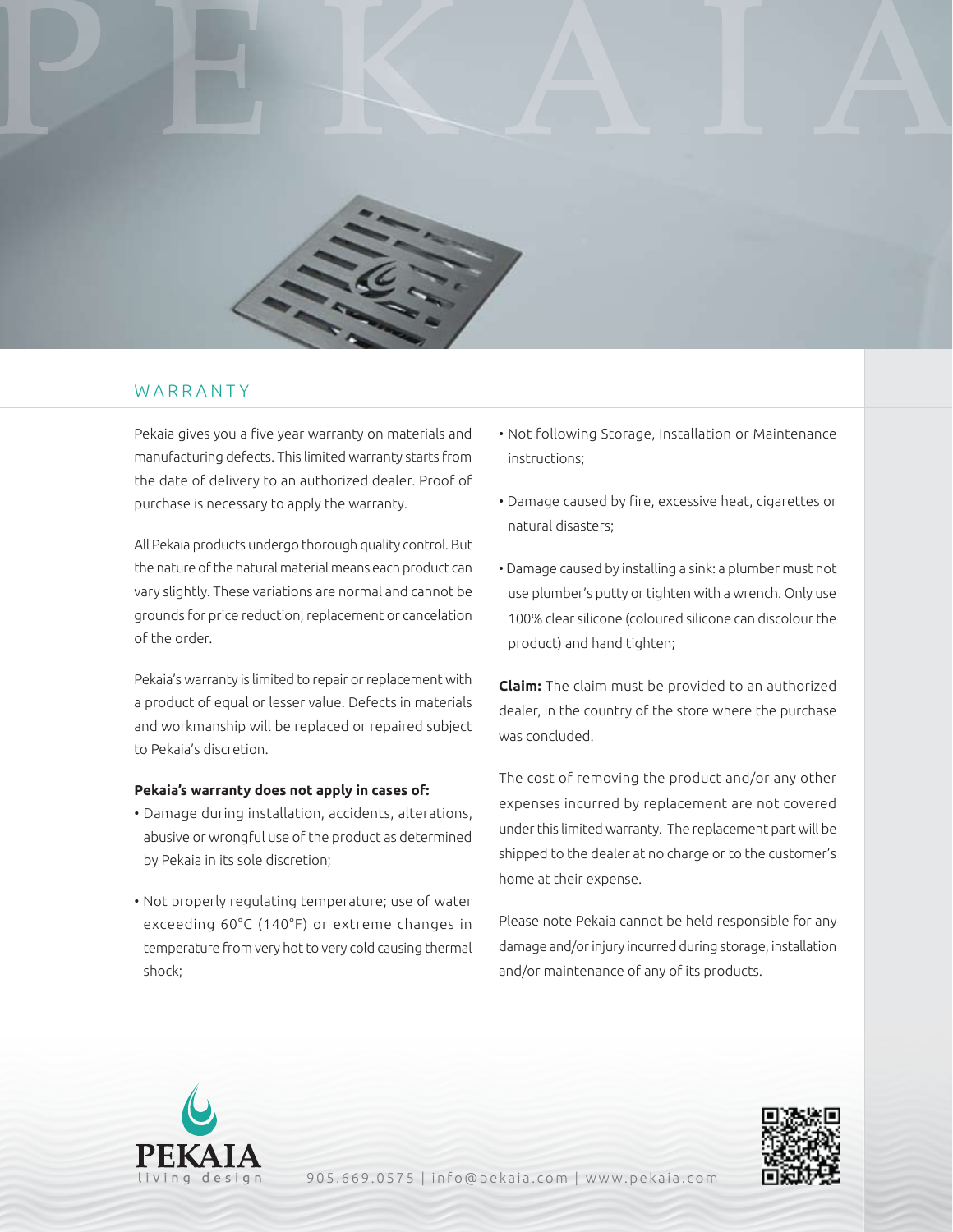## WARRANTY

Pekaia gives you a five year warranty on materials and manufacturing defects. This limited warranty starts from the date of delivery to an authorized dealer. Proof of purchase is necessary to apply the warranty.

All Pekaia products undergo thorough quality control. But the nature of the natural material means each product can vary slightly. These variations are normal and cannot be grounds for price reduction, replacement or cancelation of the order.

Pekaia's warranty is limited to repair or replacement with a product of equal or lesser value. Defects in materials and workmanship will be replaced or repaired subject to Pekaia's discretion.

**Pekaia's warranty does not apply in cases of:**

- Damage during installation, accidents, alterations, abusive or wrongful use of the product as determined by Pekaia in its sole discretion;
- Not properly regulating temperature; use of water exceeding 60°C (140°F) or extreme changes in temperature from very hot to very cold causing thermal shock;
- Not following Storage, Installation or Maintenance instructions;
- Damage caused by fire, excessive heat, cigarettes or natural disasters;
- Damage caused by installing a sink: a plumber must not use plumber's putty or tighten with a wrench. Only use 100% clear silicone (coloured silicone can discolour the product) and hand tighten;

**Claim:** The claim must be provided to an authorized dealer, in the country of the store where the purchase was concluded.

The cost of removing the product and/or any other expenses incurred by replacement are not covered under this limited warranty. The replacement part will be shipped to the dealer at no charge or to the customer's home at their expense.

Please note Pekaia cannot be held responsible for any damage and/or injury incurred during storage, installation and/or maintenance of any of its products.

PEKAIA living design

905.669.0575 | info@pekaia.com | www.pekaia.com